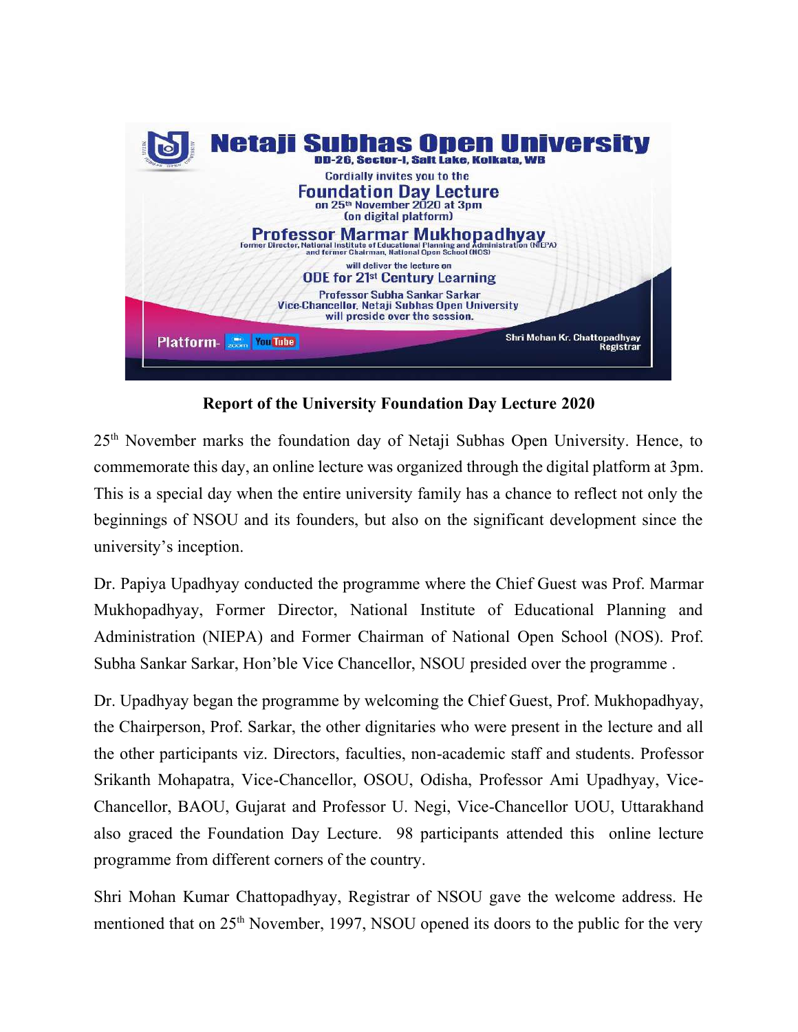**Netaji Subhas Open University**
DD-26, Sector-I, Salt Lake, Kolkata, WB

Cordially invites you to the
**Foundation Day Lecture**
on 25th November 2020 at 3pm
(on digital platform)

**Professor Marmar Mukhopadhyay**
Former Director, National Institute of Educational Planning and Administration (NIEPA)
and former Chairman, National Open School (NOS)

will deliver the lecture on
**ODE for 21st Century Learning**

Professor Subha Sankar Sarkar
Vice-Chancellor, Netaji Subhas Open University
will preside over the session.

Platform- zoom YouTube

Shri Mohan Kr. Chattopadhyay
Registrar

## Report of the University Foundation Day Lecture 2020

25th November marks the foundation day of Netaji Subhas Open University. Hence, to commemorate this day, an online lecture was organized through the digital platform at 3pm. This is a special day when the entire university family has a chance to reflect not only the beginnings of NSOU and its founders, but also on the significant development since the university's inception.

Dr. Papiya Upadhyay conducted the programme where the Chief Guest was Prof. Marmar Mukhopadhyay, Former Director, National Institute of Educational Planning and Administration (NIEPA) and Former Chairman of National Open School (NOS). Prof. Subha Sankar Sarkar, Hon'ble Vice Chancellor, NSOU presided over the programme .

Dr. Upadhyay began the programme by welcoming the Chief Guest, Prof. Mukhopadhyay, the Chairperson, Prof. Sarkar, the other dignitaries who were present in the lecture and all the other participants viz. Directors, faculties, non-academic staff and students. Professor Srikanth Mohapatra, Vice-Chancellor, OSOU, Odisha, Professor Ami Upadhyay, Vice-Chancellor, BAOU, Gujarat and Professor U. Negi, Vice-Chancellor UOU, Uttarakhand also graced the Foundation Day Lecture. 98 participants attended this online lecture programme from different corners of the country.

Shri Mohan Kumar Chattopadhyay, Registrar of NSOU gave the welcome address. He mentioned that on 25th November, 1997, NSOU opened its doors to the public for the very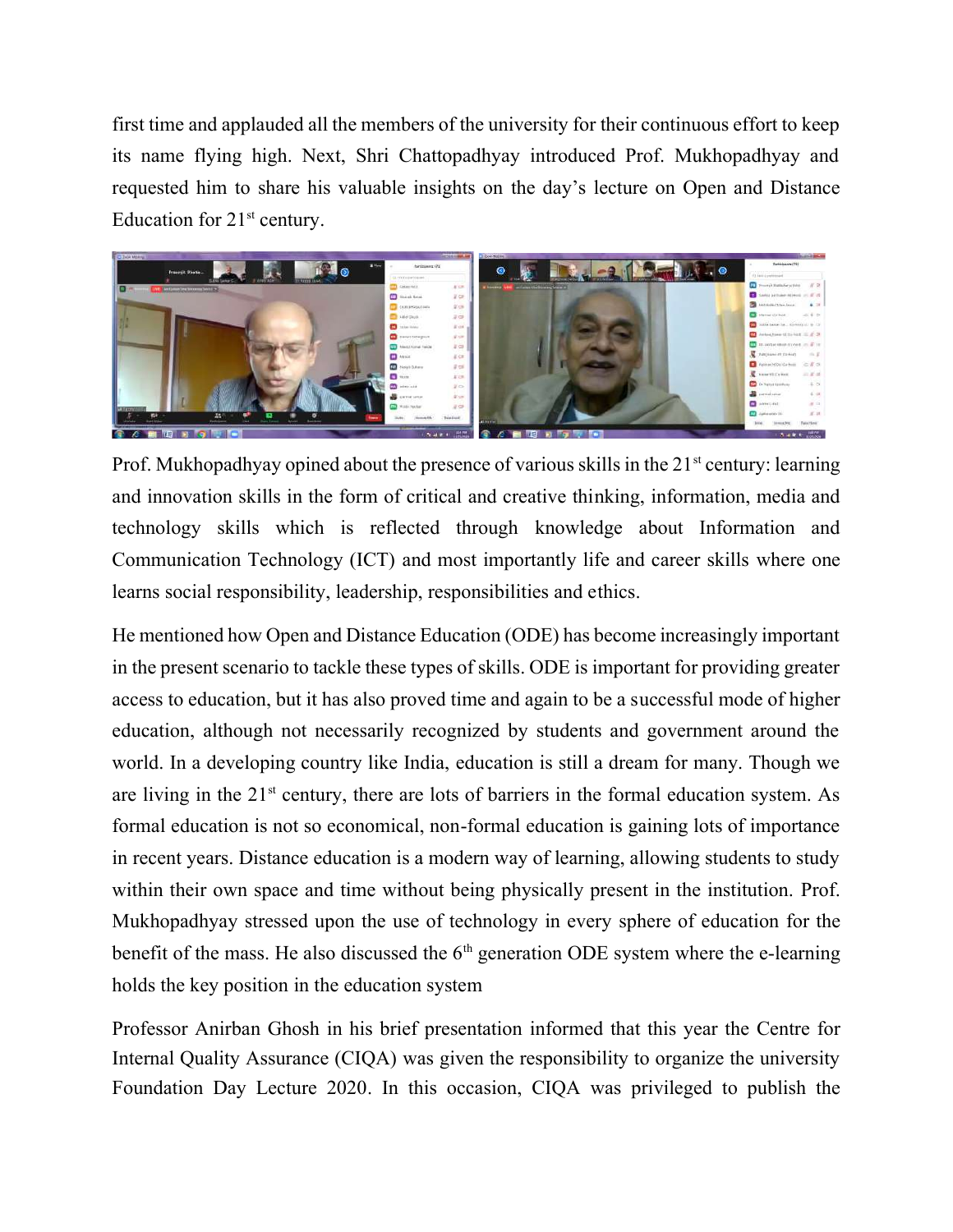first time and applauded all the members of the university for their continuous effort to keep its name flying high. Next, Shri Chattopadhyay introduced Prof. Mukhopadhyay and requested him to share his valuable insights on the day's lecture on Open and Distance Education for 21st century.

Prof. Mukhopadhyay opined about the presence of various skills in the 21st century: learning and innovation skills in the form of critical and creative thinking, information, media and technology skills which is reflected through knowledge about Information and Communication Technology (ICT) and most importantly life and career skills where one learns social responsibility, leadership, responsibilities and ethics.

He mentioned how Open and Distance Education (ODE) has become increasingly important in the present scenario to tackle these types of skills. ODE is important for providing greater access to education, but it has also proved time and again to be a successful mode of higher education, although not necessarily recognized by students and government around the world. In a developing country like India, education is still a dream for many. Though we are living in the 21st century, there are lots of barriers in the formal education system. As formal education is not so economical, non-formal education is gaining lots of importance in recent years. Distance education is a modern way of learning, allowing students to study within their own space and time without being physically present in the institution. Prof. Mukhopadhyay stressed upon the use of technology in every sphere of education for the benefit of the mass. He also discussed the 6th generation ODE system where the e-learning holds the key position in the education system

Professor Anirban Ghosh in his brief presentation informed that this year the Centre for Internal Quality Assurance (CIQA) was given the responsibility to organize the university Foundation Day Lecture 2020. In this occasion, CIQA was privileged to publish the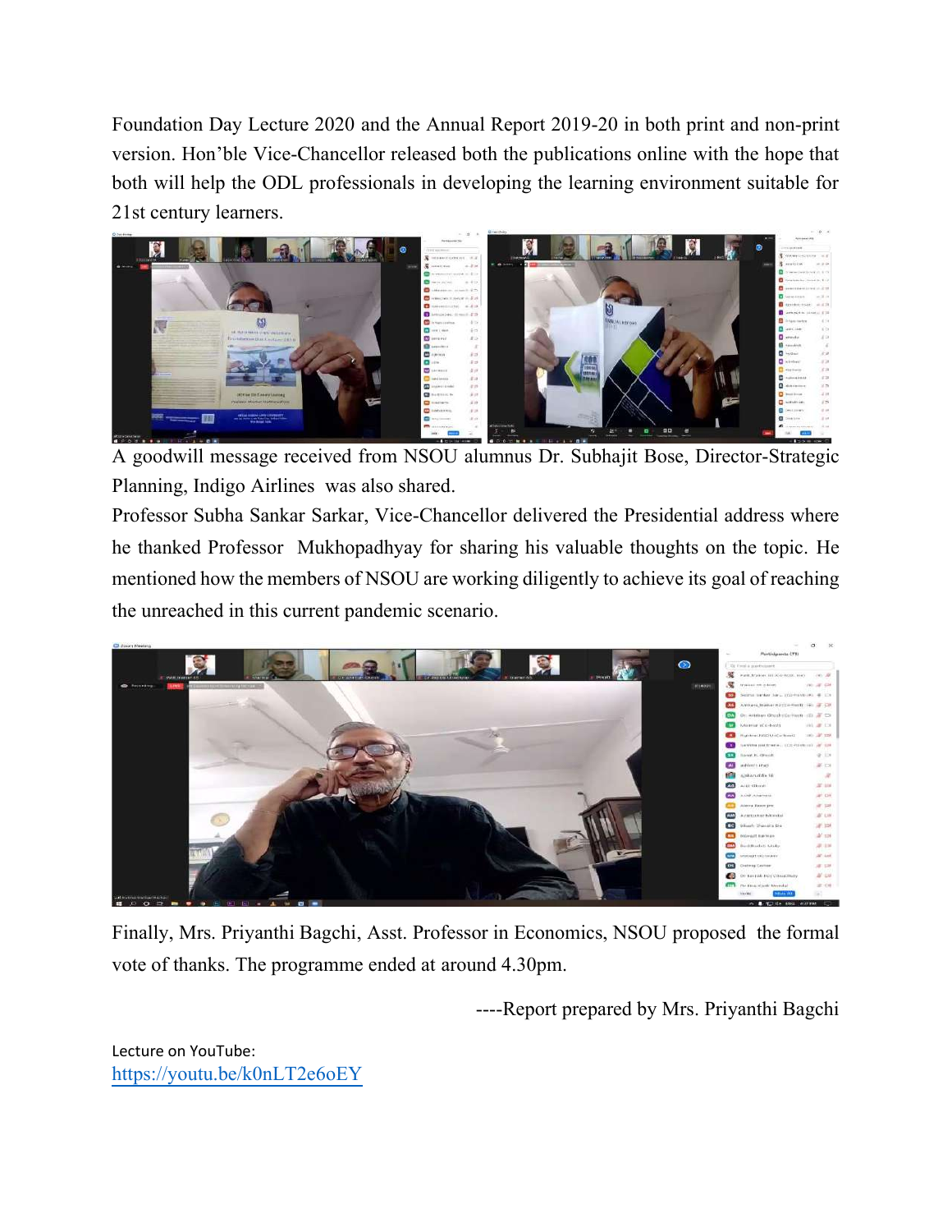Foundation Day Lecture 2020 and the Annual Report 2019-20 in both print and non-print version. Hon'ble Vice-Chancellor released both the publications online with the hope that both will help the ODL professionals in developing the learning environment suitable for 21st century learners.

A goodwill message received from NSOU alumnus Dr. Subhajit Bose, Director-Strategic Planning, Indigo Airlines was also shared.

Professor Subha Sankar Sarkar, Vice-Chancellor delivered the Presidential address where he thanked Professor Mukhopadhyay for sharing his valuable thoughts on the topic. He mentioned how the members of NSOU are working diligently to achieve its goal of reaching the unreached in this current pandemic scenario.

Finally, Mrs. Priyanthi Bagchi, Asst. Professor in Economics, NSOU proposed the formal vote of thanks. The programme ended at around 4.30pm.

----Report prepared by Mrs. Priyanthi Bagchi

Lecture on YouTube:
https://youtu.be/k0nLT2e6oEY